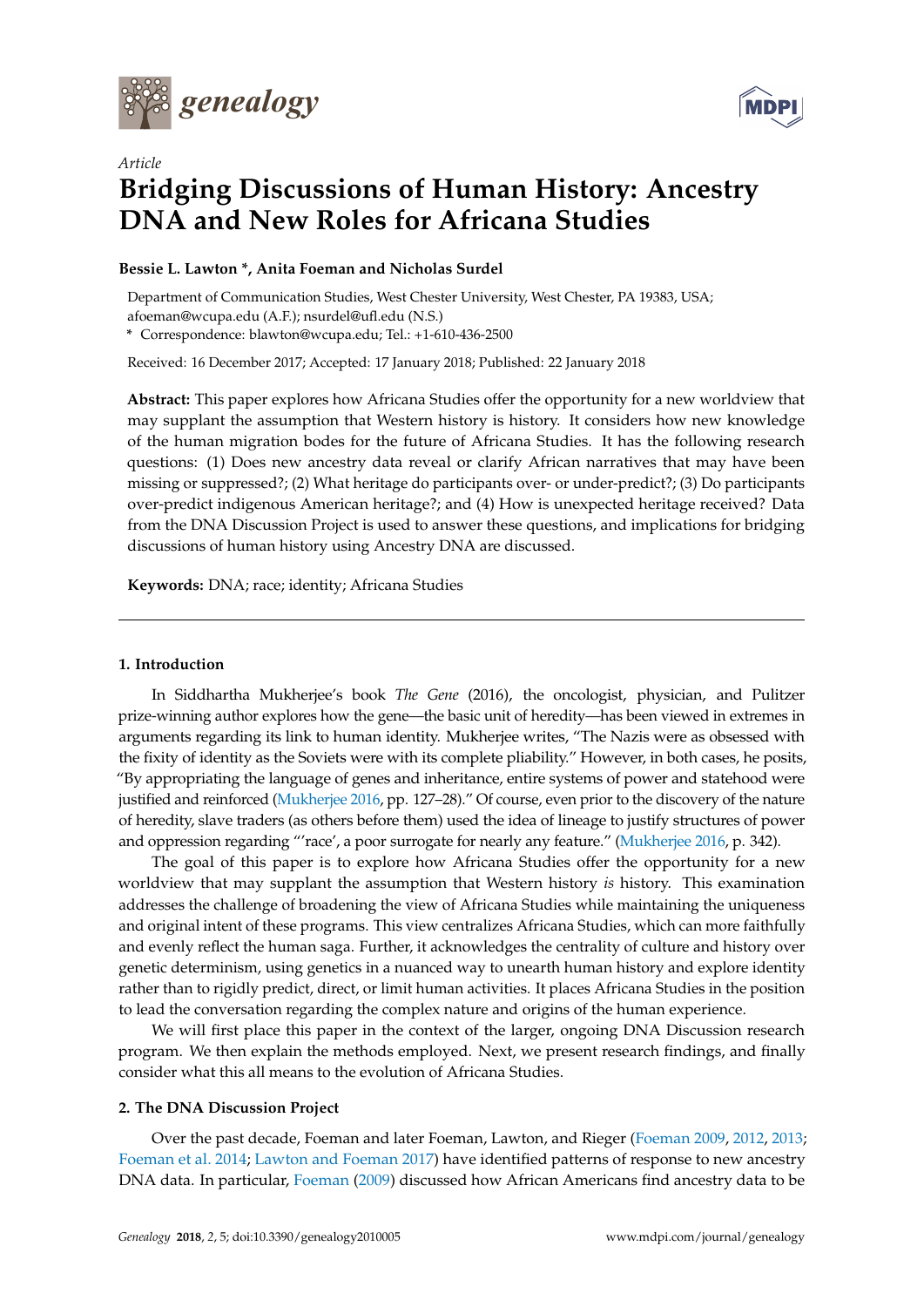*Article*

# Bridging Discussions of Human History: Ancestry DNA and New Roles for Africana Studies

**Bessie L. Lawton \*, Anita Foeman and Nicholas Surdel**

Department of Communication Studies, West Chester University, West Chester, PA 19383, USA; afoeman@wcupa.edu (A.F.); nsurdel@ufl.edu (N.S.)

\* Correspondence: blawton@wcupa.edu; Tel.: +1-610-436-2500

Received: 16 December 2017; Accepted: 17 January 2018; Published: 22 January 2018

**Abstract:** This paper explores how Africana Studies offer the opportunity for a new worldview that may supplant the assumption that Western history is history. It considers how new knowledge of the human migration bodes for the future of Africana Studies. It has the following research questions: (1) Does new ancestry data reveal or clarify African narratives that may have been missing or suppressed?; (2) What heritage do participants over- or under-predict?; (3) Do participants over-predict indigenous American heritage?; and (4) How is unexpected heritage received? Data from the DNA Discussion Project is used to answer these questions, and implications for bridging discussions of human history using Ancestry DNA are discussed.

**Keywords:** DNA; race; identity; Africana Studies

## 1. Introduction

In Siddhartha Mukherjee's book *The Gene* (2016), the oncologist, physician, and Pulitzer prize-winning author explores how the gene—the basic unit of heredity—has been viewed in extremes in arguments regarding its link to human identity. Mukherjee writes, "The Nazis were as obsessed with the fixity of identity as the Soviets were with its complete pliability." However, in both cases, he posits, "By appropriating the language of genes and inheritance, entire systems of power and statehood were justified and reinforced (Mukherjee 2016, pp. 127–28)." Of course, even prior to the discovery of the nature of heredity, slave traders (as others before them) used the idea of lineage to justify structures of power and oppression regarding "'race', a poor surrogate for nearly any feature." (Mukherjee 2016, p. 342).

The goal of this paper is to explore how Africana Studies offer the opportunity for a new worldview that may supplant the assumption that Western history *is* history. This examination addresses the challenge of broadening the view of Africana Studies while maintaining the uniqueness and original intent of these programs. This view centralizes Africana Studies, which can more faithfully and evenly reflect the human saga. Further, it acknowledges the centrality of culture and history over genetic determinism, using genetics in a nuanced way to unearth human history and explore identity rather than to rigidly predict, direct, or limit human activities. It places Africana Studies in the position to lead the conversation regarding the complex nature and origins of the human experience.

We will first place this paper in the context of the larger, ongoing DNA Discussion research program. We then explain the methods employed. Next, we present research findings, and finally consider what this all means to the evolution of Africana Studies.

## 2. The DNA Discussion Project

Over the past decade, Foeman and later Foeman, Lawton, and Rieger (Foeman 2009, 2012, 2013; Foeman et al. 2014; Lawton and Foeman 2017) have identified patterns of response to new ancestry DNA data. In particular, Foeman (2009) discussed how African Americans find ancestry data to be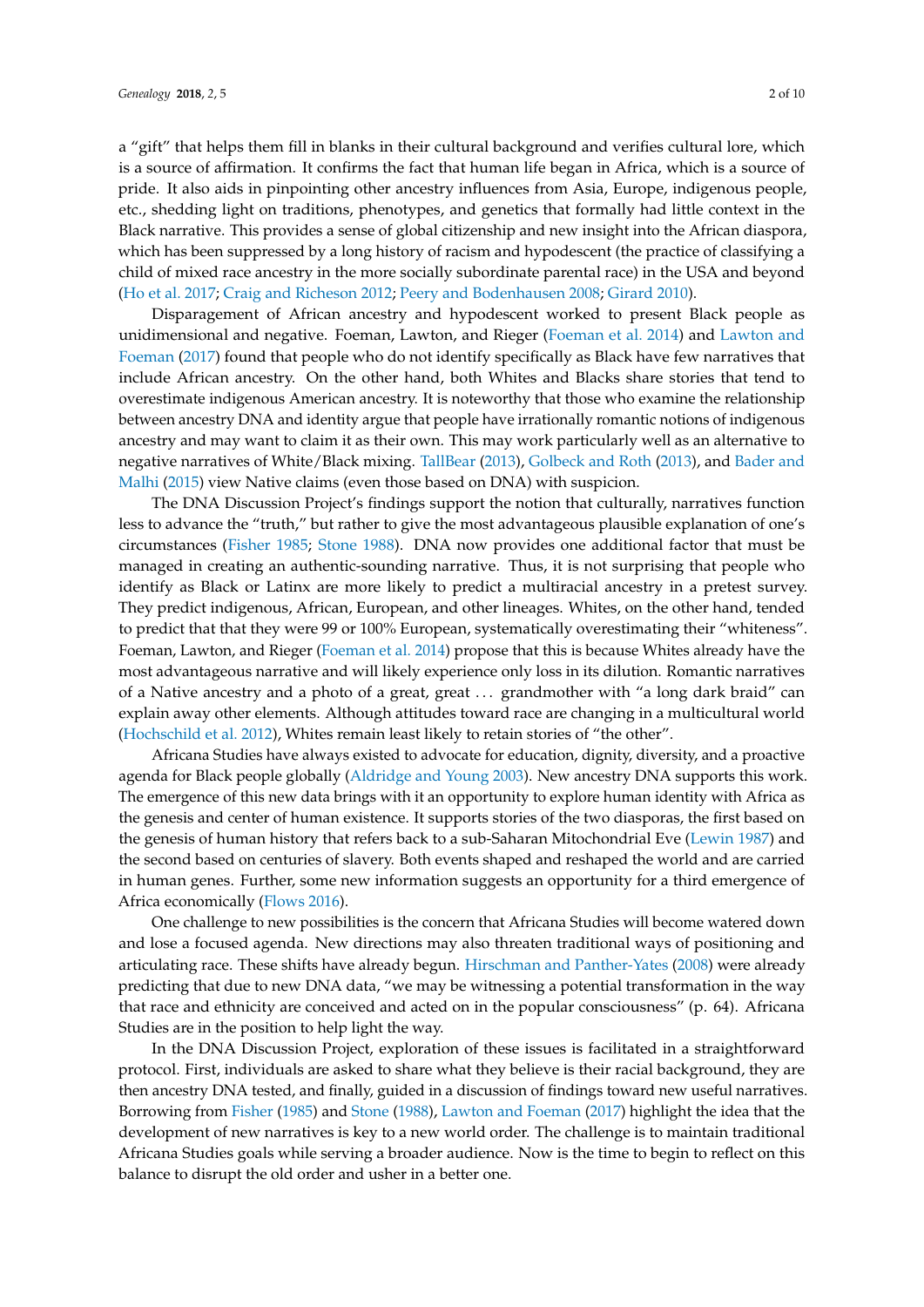a "gift" that helps them fill in blanks in their cultural background and verifies cultural lore, which is a source of affirmation. It confirms the fact that human life began in Africa, which is a source of pride. It also aids in pinpointing other ancestry influences from Asia, Europe, indigenous people, etc., shedding light on traditions, phenotypes, and genetics that formally had little context in the Black narrative. This provides a sense of global citizenship and new insight into the African diaspora, which has been suppressed by a long history of racism and hypodescent (the practice of classifying a child of mixed race ancestry in the more socially subordinate parental race) in the USA and beyond (Ho et al. 2017; Craig and Richeson 2012; Peery and Bodenhausen 2008; Girard 2010).

Disparagement of African ancestry and hypodescent worked to present Black people as unidimensional and negative. Foeman, Lawton, and Rieger (Foeman et al. 2014) and Lawton and Foeman (2017) found that people who do not identify specifically as Black have few narratives that include African ancestry. On the other hand, both Whites and Blacks share stories that tend to overestimate indigenous American ancestry. It is noteworthy that those who examine the relationship between ancestry DNA and identity argue that people have irrationally romantic notions of indigenous ancestry and may want to claim it as their own. This may work particularly well as an alternative to negative narratives of White/Black mixing. TallBear (2013), Golbeck and Roth (2013), and Bader and Malhi (2015) view Native claims (even those based on DNA) with suspicion.

The DNA Discussion Project's findings support the notion that culturally, narratives function less to advance the "truth," but rather to give the most advantageous plausible explanation of one's circumstances (Fisher 1985; Stone 1988). DNA now provides one additional factor that must be managed in creating an authentic-sounding narrative. Thus, it is not surprising that people who identify as Black or Latinx are more likely to predict a multiracial ancestry in a pretest survey. They predict indigenous, African, European, and other lineages. Whites, on the other hand, tended to predict that that they were 99 or 100% European, systematically overestimating their "whiteness". Foeman, Lawton, and Rieger (Foeman et al. 2014) propose that this is because Whites already have the most advantageous narrative and will likely experience only loss in its dilution. Romantic narratives of a Native ancestry and a photo of a great, great ... grandmother with "a long dark braid" can explain away other elements. Although attitudes toward race are changing in a multicultural world (Hochschild et al. 2012), Whites remain least likely to retain stories of "the other".

Africana Studies have always existed to advocate for education, dignity, diversity, and a proactive agenda for Black people globally (Aldridge and Young 2003). New ancestry DNA supports this work. The emergence of this new data brings with it an opportunity to explore human identity with Africa as the genesis and center of human existence. It supports stories of the two diasporas, the first based on the genesis of human history that refers back to a sub-Saharan Mitochondrial Eve (Lewin 1987) and the second based on centuries of slavery. Both events shaped and reshaped the world and are carried in human genes. Further, some new information suggests an opportunity for a third emergence of Africa economically (Flows 2016).

One challenge to new possibilities is the concern that Africana Studies will become watered down and lose a focused agenda. New directions may also threaten traditional ways of positioning and articulating race. These shifts have already begun. Hirschman and Panther-Yates (2008) were already predicting that due to new DNA data, "we may be witnessing a potential transformation in the way that race and ethnicity are conceived and acted on in the popular consciousness" (p. 64). Africana Studies are in the position to help light the way.

In the DNA Discussion Project, exploration of these issues is facilitated in a straightforward protocol. First, individuals are asked to share what they believe is their racial background, they are then ancestry DNA tested, and finally, guided in a discussion of findings toward new useful narratives. Borrowing from Fisher (1985) and Stone (1988), Lawton and Foeman (2017) highlight the idea that the development of new narratives is key to a new world order. The challenge is to maintain traditional Africana Studies goals while serving a broader audience. Now is the time to begin to reflect on this balance to disrupt the old order and usher in a better one.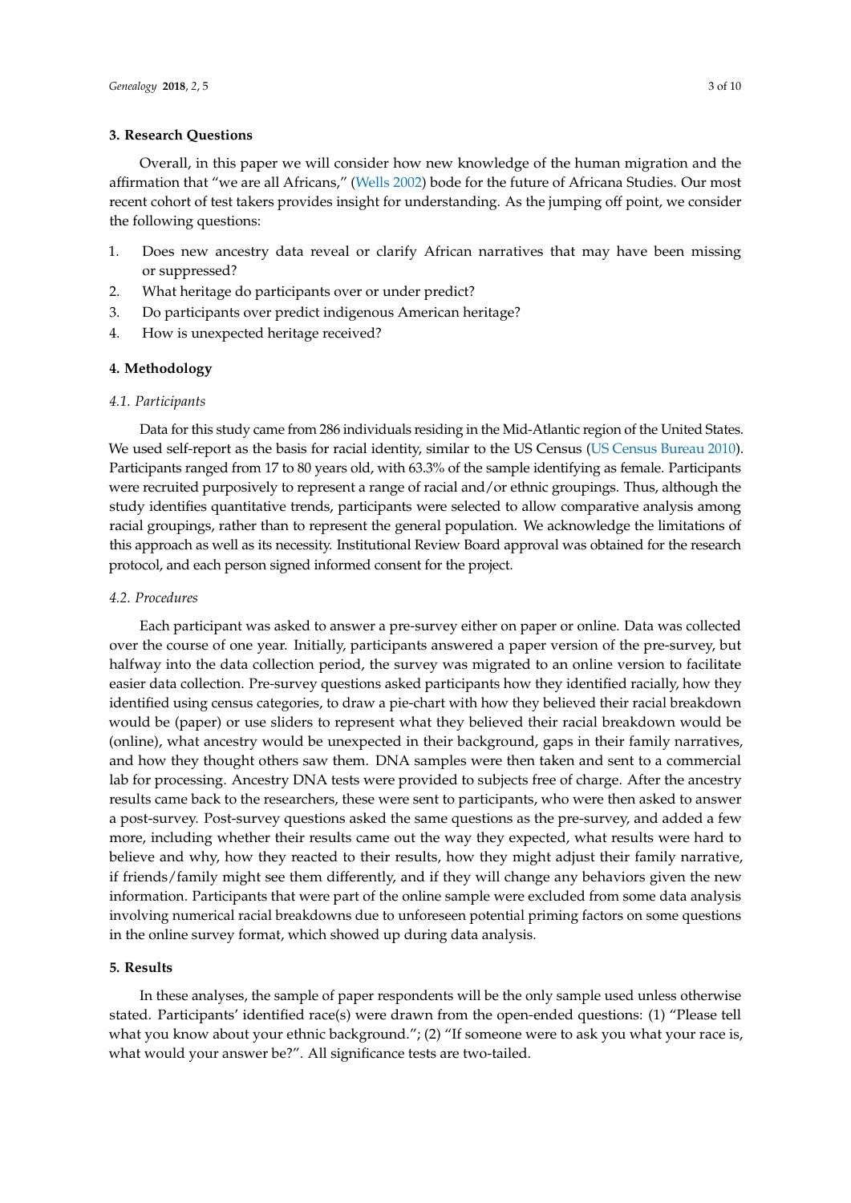## 3. Research Questions

Overall, in this paper we will consider how new knowledge of the human migration and the affirmation that "we are all Africans," (Wells 2002) bode for the future of Africana Studies. Our most recent cohort of test takers provides insight for understanding. As the jumping off point, we consider the following questions:

1. Does new ancestry data reveal or clarify African narratives that may have been missing or suppressed?
2. What heritage do participants over or under predict?
3. Do participants over predict indigenous American heritage?
4. How is unexpected heritage received?

## 4. Methodology

### *4.1. Participants*

Data for this study came from 286 individuals residing in the Mid-Atlantic region of the United States. We used self-report as the basis for racial identity, similar to the US Census (US Census Bureau 2010). Participants ranged from 17 to 80 years old, with 63.3% of the sample identifying as female. Participants were recruited purposively to represent a range of racial and/or ethnic groupings. Thus, although the study identifies quantitative trends, participants were selected to allow comparative analysis among racial groupings, rather than to represent the general population. We acknowledge the limitations of this approach as well as its necessity. Institutional Review Board approval was obtained for the research protocol, and each person signed informed consent for the project.

### *4.2. Procedures*

Each participant was asked to answer a pre-survey either on paper or online. Data was collected over the course of one year. Initially, participants answered a paper version of the pre-survey, but halfway into the data collection period, the survey was migrated to an online version to facilitate easier data collection. Pre-survey questions asked participants how they identified racially, how they identified using census categories, to draw a pie-chart with how they believed their racial breakdown would be (paper) or use sliders to represent what they believed their racial breakdown would be (online), what ancestry would be unexpected in their background, gaps in their family narratives, and how they thought others saw them. DNA samples were then taken and sent to a commercial lab for processing. Ancestry DNA tests were provided to subjects free of charge. After the ancestry results came back to the researchers, these were sent to participants, who were then asked to answer a post-survey. Post-survey questions asked the same questions as the pre-survey, and added a few more, including whether their results came out the way they expected, what results were hard to believe and why, how they reacted to their results, how they might adjust their family narrative, if friends/family might see them differently, and if they will change any behaviors given the new information. Participants that were part of the online sample were excluded from some data analysis involving numerical racial breakdowns due to unforeseen potential priming factors on some questions in the online survey format, which showed up during data analysis.

## 5. Results

In these analyses, the sample of paper respondents will be the only sample used unless otherwise stated. Participants' identified race(s) were drawn from the open-ended questions: (1) "Please tell what you know about your ethnic background."; (2) "If someone were to ask you what your race is, what would your answer be?". All significance tests are two-tailed.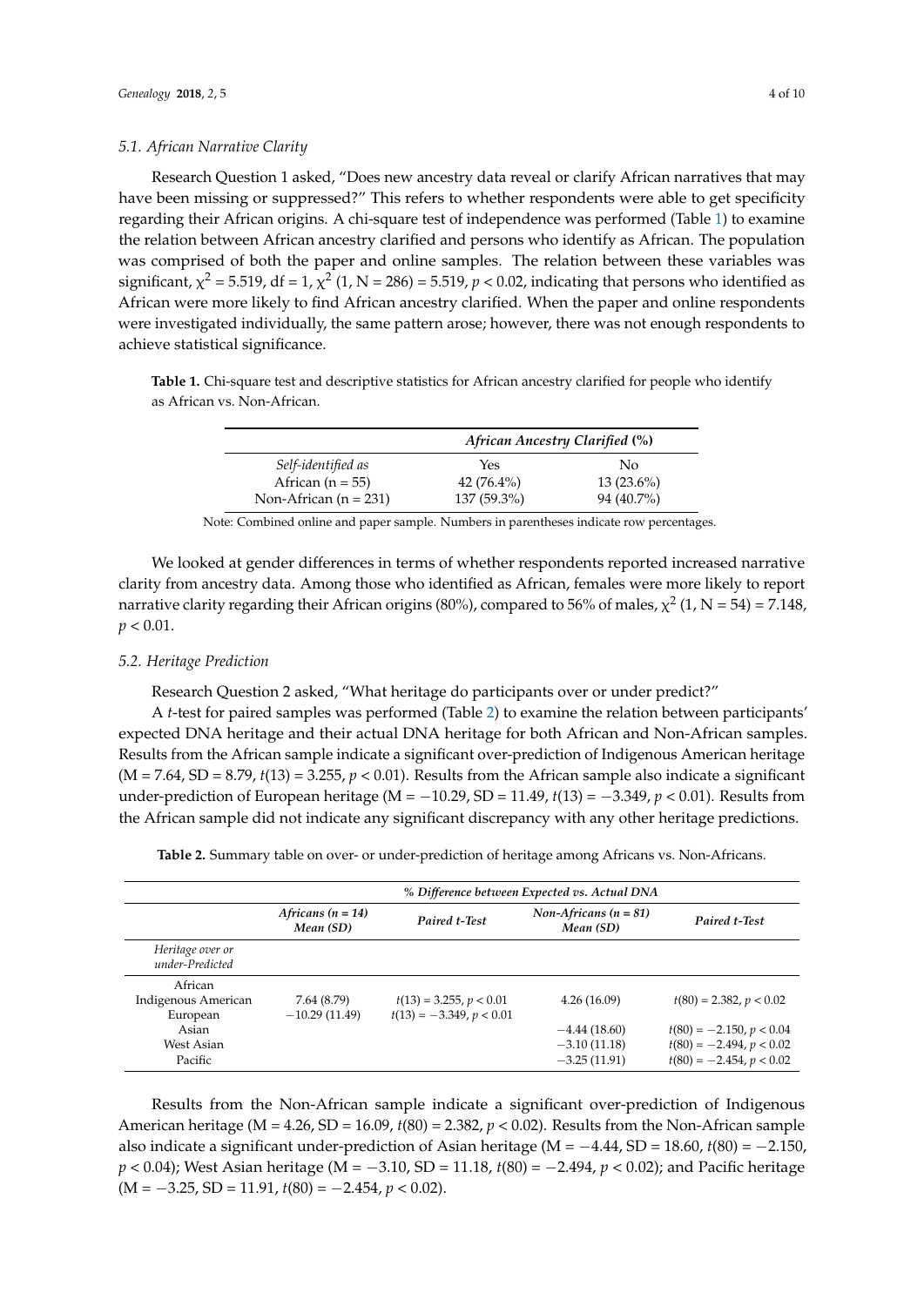### 5.1. African Narrative Clarity

Research Question 1 asked, "Does new ancestry data reveal or clarify African narratives that may have been missing or suppressed?" This refers to whether respondents were able to get specificity regarding their African origins. A chi-square test of independence was performed (Table 1) to examine the relation between African ancestry clarified and persons who identify as African. The population was comprised of both the paper and online samples. The relation between these variables was significant, $\chi^2 = 5.519$, df = 1, $\chi^2$ (1, N = 286) = 5.519, $p < 0.02$, indicating that persons who identified as African were more likely to find African ancestry clarified. When the paper and online respondents were investigated individually, the same pattern arose; however, there was not enough respondents to achieve statistical significance.

**Table 1.** Chi-square test and descriptive statistics for African ancestry clarified for people who identify as African vs. Non-African.

| | *African Ancestry Clarified* (%) | |
|---|---|---|
| *Self-identified as* | Yes | No |
| African (n = 55) | 42 (76.4%) | 13 (23.6%) |
| Non-African (n = 231) | 137 (59.3%) | 94 (40.7%) |

Note: Combined online and paper sample. Numbers in parentheses indicate row percentages.

We looked at gender differences in terms of whether respondents reported increased narrative clarity from ancestry data. Among those who identified as African, females were more likely to report narrative clarity regarding their African origins (80%), compared to 56% of males, $\chi^2$ (1, N = 54) = 7.148, $p < 0.01$.

### 5.2. Heritage Prediction

Research Question 2 asked, "What heritage do participants over or under predict?"

A *t*-test for paired samples was performed (Table 2) to examine the relation between participants' expected DNA heritage and their actual DNA heritage for both African and Non-African samples. Results from the African sample indicate a significant over-prediction of Indigenous American heritage (M = 7.64, SD = 8.79, $t(13) = 3.255$, $p < 0.01$). Results from the African sample also indicate a significant under-prediction of European heritage (M = −10.29, SD = 11.49, $t(13) = -3.349$, $p < 0.01$). Results from the African sample did not indicate any significant discrepancy with any other heritage predictions.

**Table 2.** Summary table on over- or under-prediction of heritage among Africans vs. Non-Africans.

| | *% Difference between Expected vs. Actual DNA* | | | |
|---|---|---|---|---|
| | *Africans (n = 14) Mean (SD)* | *Paired t-Test* | *Non-Africans (n = 81) Mean (SD)* | *Paired t-Test* |
| *Heritage over or under-Predicted* | | | | |
| African | | | | |
| Indigenous American | 7.64 (8.79) | $t(13) = 3.255$, $p < 0.01$ | 4.26 (16.09) | $t(80) = 2.382$, $p < 0.02$ |
| European | −10.29 (11.49) | $t(13) = -3.349$, $p < 0.01$ | | |
| Asian | | | −4.44 (18.60) | $t(80) = -2.150$, $p < 0.04$ |
| West Asian | | | −3.10 (11.18) | $t(80) = -2.494$, $p < 0.02$ |
| Pacific | | | −3.25 (11.91) | $t(80) = -2.454$, $p < 0.02$ |

Results from the Non-African sample indicate a significant over-prediction of Indigenous American heritage (M = 4.26, SD = 16.09, $t(80) = 2.382$, $p < 0.02$). Results from the Non-African sample also indicate a significant under-prediction of Asian heritage (M = −4.44, SD = 18.60, $t(80) = -2.150$, $p < 0.04$); West Asian heritage (M = −3.10, SD = 11.18, $t(80) = -2.494$, $p < 0.02$); and Pacific heritage (M = −3.25, SD = 11.91, $t(80) = -2.454$, $p < 0.02$).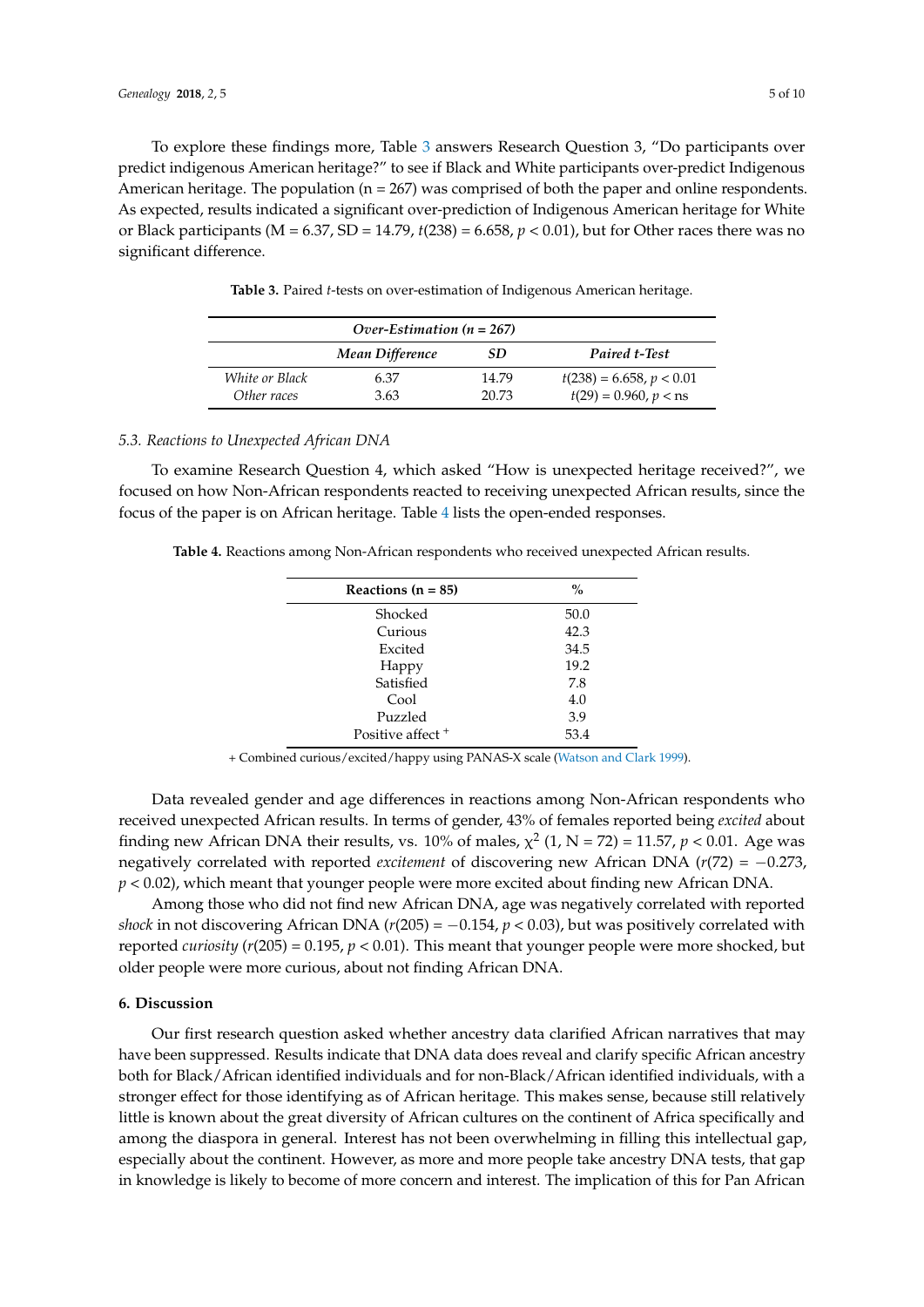To explore these findings more, Table 3 answers Research Question 3, "Do participants over predict indigenous American heritage?" to see if Black and White participants over-predict Indigenous American heritage. The population (n = 267) was comprised of both the paper and online respondents. As expected, results indicated a significant over-prediction of Indigenous American heritage for White or Black participants (M = 6.37, SD = 14.79, $t(238) = 6.658$, $p < 0.01$), but for Other races there was no significant difference.

**Table 3.** Paired *t*-tests on over-estimation of Indigenous American heritage.

| | *Over-Estimation (n = 267)* | | |
|---|---|---|---|
| | *Mean Difference* | *SD* | *Paired t-Test* |
| *White or Black* | 6.37 | 14.79 | $t(238) = 6.658$, $p < 0.01$ |
| *Other races* | 3.63 | 20.73 | $t(29) = 0.960$, $p <$ ns |

### 5.3. Reactions to Unexpected African DNA

To examine Research Question 4, which asked "How is unexpected heritage received?", we focused on how Non-African respondents reacted to receiving unexpected African results, since the focus of the paper is on African heritage. Table 4 lists the open-ended responses.

**Table 4.** Reactions among Non-African respondents who received unexpected African results.

| Reactions (n = 85) | % |
|---|---|
| Shocked | 50.0 |
| Curious | 42.3 |
| Excited | 34.5 |
| Happy | 19.2 |
| Satisfied | 7.8 |
| Cool | 4.0 |
| Puzzled | 3.9 |
| Positive affect + | 53.4 |

+ Combined curious/excited/happy using PANAS-X scale (Watson and Clark 1999).

Data revealed gender and age differences in reactions among Non-African respondents who received unexpected African results. In terms of gender, 43% of females reported being *excited* about finding new African DNA their results, vs. 10% of males, $\chi^2$ (1, N = 72) = 11.57, $p < 0.01$. Age was negatively correlated with reported *excitement* of discovering new African DNA ($r(72) = -0.273$, $p < 0.02$), which meant that younger people were more excited about finding new African DNA.

Among those who did not find new African DNA, age was negatively correlated with reported *shock* in not discovering African DNA ($r(205) = -0.154$, $p < 0.03$), but was positively correlated with reported *curiosity* ($r(205) = 0.195$, $p < 0.01$). This meant that younger people were more shocked, but older people were more curious, about not finding African DNA.

## 6. Discussion

Our first research question asked whether ancestry data clarified African narratives that may have been suppressed. Results indicate that DNA data does reveal and clarify specific African ancestry both for Black/African identified individuals and for non-Black/African identified individuals, with a stronger effect for those identifying as of African heritage. This makes sense, because still relatively little is known about the great diversity of African cultures on the continent of Africa specifically and among the diaspora in general. Interest has not been overwhelming in filling this intellectual gap, especially about the continent. However, as more and more people take ancestry DNA tests, that gap in knowledge is likely to become of more concern and interest. The implication of this for Pan African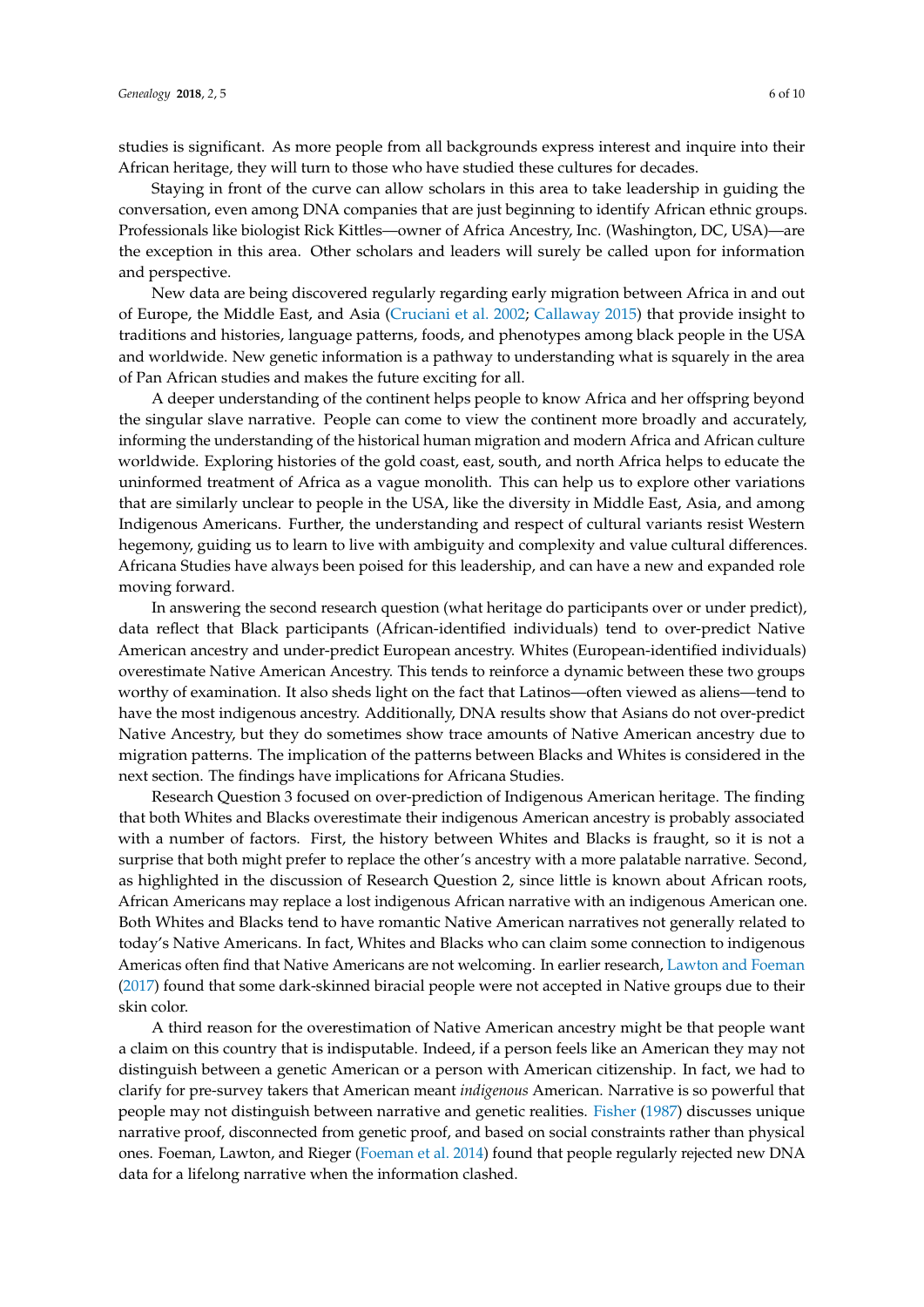studies is significant. As more people from all backgrounds express interest and inquire into their African heritage, they will turn to those who have studied these cultures for decades.

Staying in front of the curve can allow scholars in this area to take leadership in guiding the conversation, even among DNA companies that are just beginning to identify African ethnic groups. Professionals like biologist Rick Kittles—owner of Africa Ancestry, Inc. (Washington, DC, USA)—are the exception in this area. Other scholars and leaders will surely be called upon for information and perspective.

New data are being discovered regularly regarding early migration between Africa in and out of Europe, the Middle East, and Asia (Cruciani et al. 2002; Callaway 2015) that provide insight to traditions and histories, language patterns, foods, and phenotypes among black people in the USA and worldwide. New genetic information is a pathway to understanding what is squarely in the area of Pan African studies and makes the future exciting for all.

A deeper understanding of the continent helps people to know Africa and her offspring beyond the singular slave narrative. People can come to view the continent more broadly and accurately, informing the understanding of the historical human migration and modern Africa and African culture worldwide. Exploring histories of the gold coast, east, south, and north Africa helps to educate the uninformed treatment of Africa as a vague monolith. This can help us to explore other variations that are similarly unclear to people in the USA, like the diversity in Middle East, Asia, and among Indigenous Americans. Further, the understanding and respect of cultural variants resist Western hegemony, guiding us to learn to live with ambiguity and complexity and value cultural differences. Africana Studies have always been poised for this leadership, and can have a new and expanded role moving forward.

In answering the second research question (what heritage do participants over or under predict), data reflect that Black participants (African-identified individuals) tend to over-predict Native American ancestry and under-predict European ancestry. Whites (European-identified individuals) overestimate Native American Ancestry. This tends to reinforce a dynamic between these two groups worthy of examination. It also sheds light on the fact that Latinos—often viewed as aliens—tend to have the most indigenous ancestry. Additionally, DNA results show that Asians do not over-predict Native Ancestry, but they do sometimes show trace amounts of Native American ancestry due to migration patterns. The implication of the patterns between Blacks and Whites is considered in the next section. The findings have implications for Africana Studies.

Research Question 3 focused on over-prediction of Indigenous American heritage. The finding that both Whites and Blacks overestimate their indigenous American ancestry is probably associated with a number of factors. First, the history between Whites and Blacks is fraught, so it is not a surprise that both might prefer to replace the other's ancestry with a more palatable narrative. Second, as highlighted in the discussion of Research Question 2, since little is known about African roots, African Americans may replace a lost indigenous African narrative with an indigenous American one. Both Whites and Blacks tend to have romantic Native American narratives not generally related to today's Native Americans. In fact, Whites and Blacks who can claim some connection to indigenous Americas often find that Native Americans are not welcoming. In earlier research, Lawton and Foeman (2017) found that some dark-skinned biracial people were not accepted in Native groups due to their skin color.

A third reason for the overestimation of Native American ancestry might be that people want a claim on this country that is indisputable. Indeed, if a person feels like an American they may not distinguish between a genetic American or a person with American citizenship. In fact, we had to clarify for pre-survey takers that American meant *indigenous* American. Narrative is so powerful that people may not distinguish between narrative and genetic realities. Fisher (1987) discusses unique narrative proof, disconnected from genetic proof, and based on social constraints rather than physical ones. Foeman, Lawton, and Rieger (Foeman et al. 2014) found that people regularly rejected new DNA data for a lifelong narrative when the information clashed.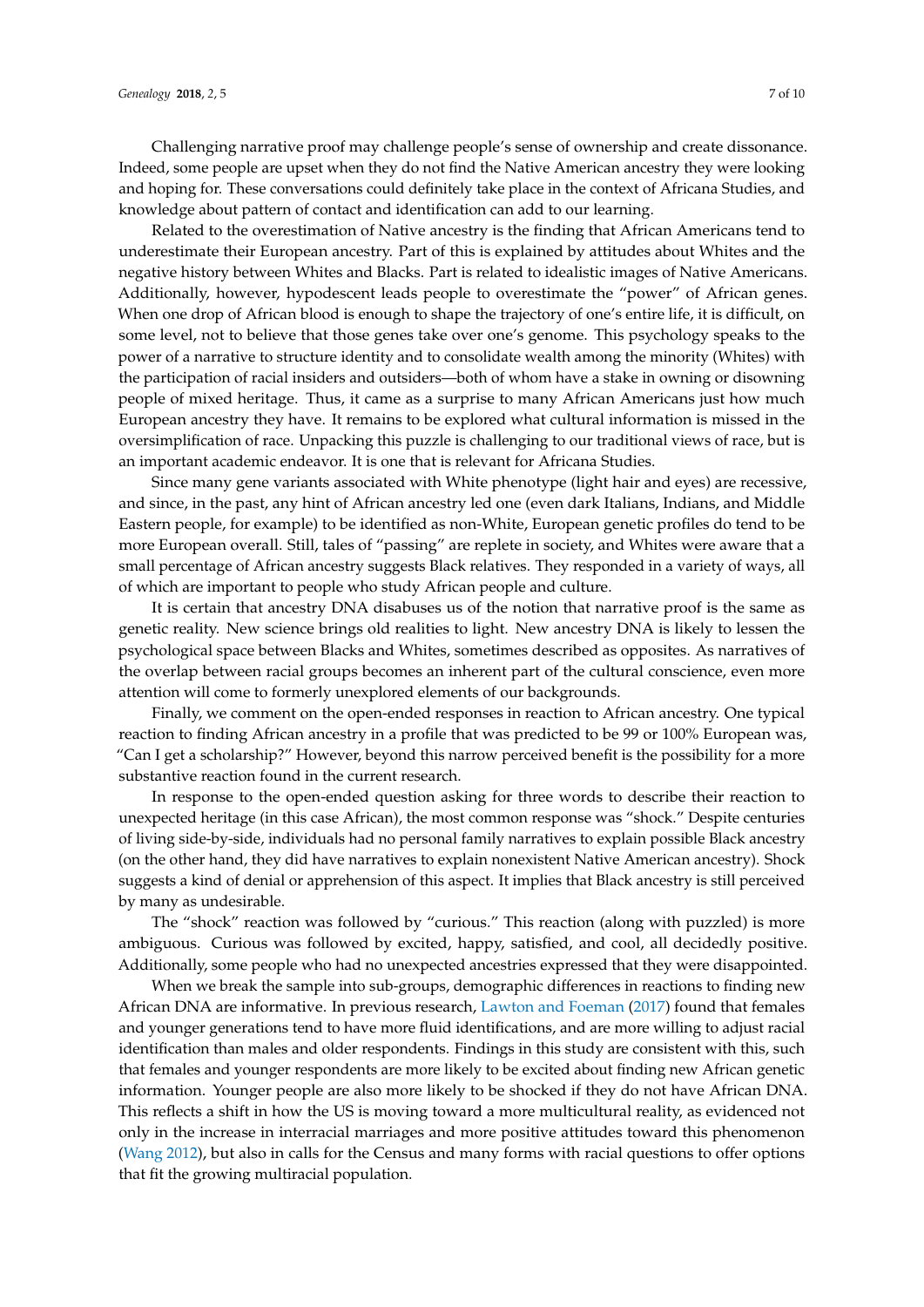Challenging narrative proof may challenge people's sense of ownership and create dissonance. Indeed, some people are upset when they do not find the Native American ancestry they were looking and hoping for. These conversations could definitely take place in the context of Africana Studies, and knowledge about pattern of contact and identification can add to our learning.

Related to the overestimation of Native ancestry is the finding that African Americans tend to underestimate their European ancestry. Part of this is explained by attitudes about Whites and the negative history between Whites and Blacks. Part is related to idealistic images of Native Americans. Additionally, however, hypodescent leads people to overestimate the "power" of African genes. When one drop of African blood is enough to shape the trajectory of one's entire life, it is difficult, on some level, not to believe that those genes take over one's genome. This psychology speaks to the power of a narrative to structure identity and to consolidate wealth among the minority (Whites) with the participation of racial insiders and outsiders—both of whom have a stake in owning or disowning people of mixed heritage. Thus, it came as a surprise to many African Americans just how much European ancestry they have. It remains to be explored what cultural information is missed in the oversimplification of race. Unpacking this puzzle is challenging to our traditional views of race, but is an important academic endeavor. It is one that is relevant for Africana Studies.

Since many gene variants associated with White phenotype (light hair and eyes) are recessive, and since, in the past, any hint of African ancestry led one (even dark Italians, Indians, and Middle Eastern people, for example) to be identified as non-White, European genetic profiles do tend to be more European overall. Still, tales of "passing" are replete in society, and Whites were aware that a small percentage of African ancestry suggests Black relatives. They responded in a variety of ways, all of which are important to people who study African people and culture.

It is certain that ancestry DNA disabuses us of the notion that narrative proof is the same as genetic reality. New science brings old realities to light. New ancestry DNA is likely to lessen the psychological space between Blacks and Whites, sometimes described as opposites. As narratives of the overlap between racial groups becomes an inherent part of the cultural conscience, even more attention will come to formerly unexplored elements of our backgrounds.

Finally, we comment on the open-ended responses in reaction to African ancestry. One typical reaction to finding African ancestry in a profile that was predicted to be 99 or 100% European was, "Can I get a scholarship?" However, beyond this narrow perceived benefit is the possibility for a more substantive reaction found in the current research.

In response to the open-ended question asking for three words to describe their reaction to unexpected heritage (in this case African), the most common response was "shock." Despite centuries of living side-by-side, individuals had no personal family narratives to explain possible Black ancestry (on the other hand, they did have narratives to explain nonexistent Native American ancestry). Shock suggests a kind of denial or apprehension of this aspect. It implies that Black ancestry is still perceived by many as undesirable.

The "shock" reaction was followed by "curious." This reaction (along with puzzled) is more ambiguous. Curious was followed by excited, happy, satisfied, and cool, all decidedly positive. Additionally, some people who had no unexpected ancestries expressed that they were disappointed.

When we break the sample into sub-groups, demographic differences in reactions to finding new African DNA are informative. In previous research, Lawton and Foeman (2017) found that females and younger generations tend to have more fluid identifications, and are more willing to adjust racial identification than males and older respondents. Findings in this study are consistent with this, such that females and younger respondents are more likely to be excited about finding new African genetic information. Younger people are also more likely to be shocked if they do not have African DNA. This reflects a shift in how the US is moving toward a more multicultural reality, as evidenced not only in the increase in interracial marriages and more positive attitudes toward this phenomenon (Wang 2012), but also in calls for the Census and many forms with racial questions to offer options that fit the growing multiracial population.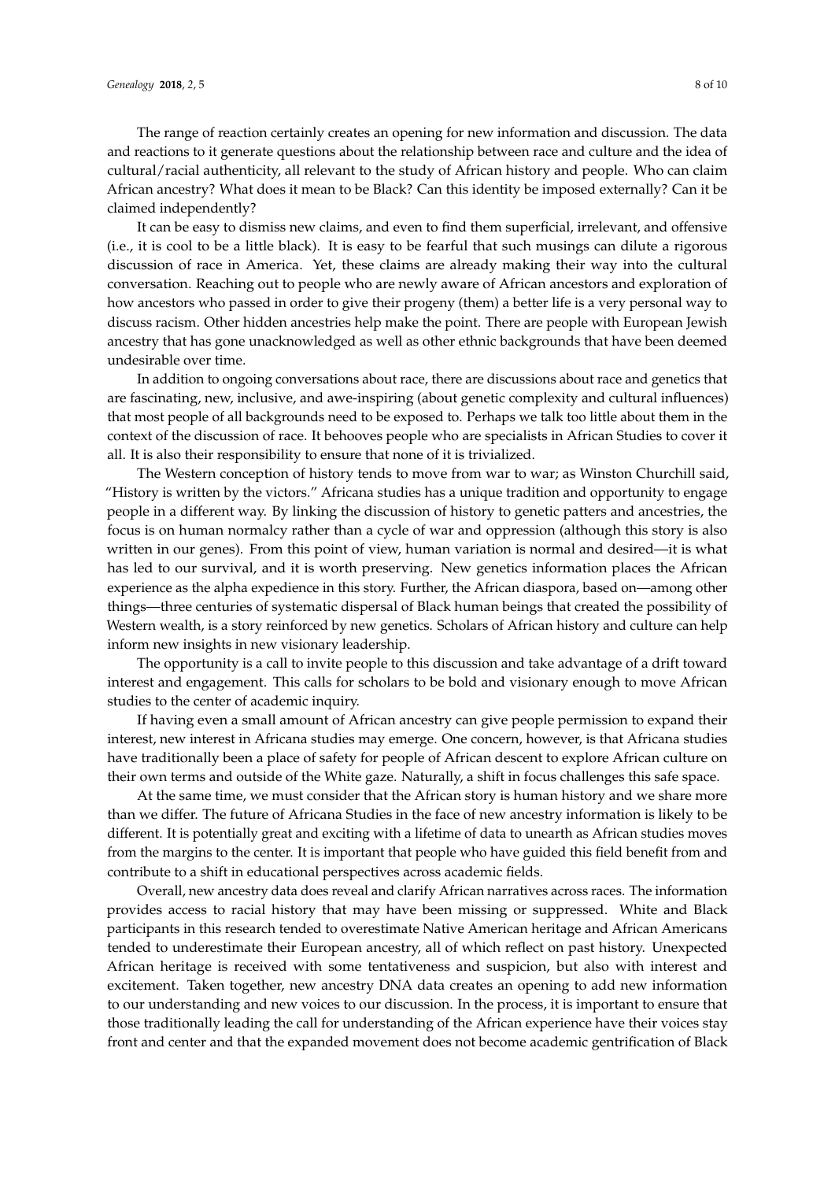The range of reaction certainly creates an opening for new information and discussion. The data and reactions to it generate questions about the relationship between race and culture and the idea of cultural/racial authenticity, all relevant to the study of African history and people. Who can claim African ancestry? What does it mean to be Black? Can this identity be imposed externally? Can it be claimed independently?

It can be easy to dismiss new claims, and even to find them superficial, irrelevant, and offensive (i.e., it is cool to be a little black). It is easy to be fearful that such musings can dilute a rigorous discussion of race in America. Yet, these claims are already making their way into the cultural conversation. Reaching out to people who are newly aware of African ancestors and exploration of how ancestors who passed in order to give their progeny (them) a better life is a very personal way to discuss racism. Other hidden ancestries help make the point. There are people with European Jewish ancestry that has gone unacknowledged as well as other ethnic backgrounds that have been deemed undesirable over time.

In addition to ongoing conversations about race, there are discussions about race and genetics that are fascinating, new, inclusive, and awe-inspiring (about genetic complexity and cultural influences) that most people of all backgrounds need to be exposed to. Perhaps we talk too little about them in the context of the discussion of race. It behooves people who are specialists in African Studies to cover it all. It is also their responsibility to ensure that none of it is trivialized.

The Western conception of history tends to move from war to war; as Winston Churchill said, "History is written by the victors." Africana studies has a unique tradition and opportunity to engage people in a different way. By linking the discussion of history to genetic patterns and ancestries, the focus is on human normalcy rather than a cycle of war and oppression (although this story is also written in our genes). From this point of view, human variation is normal and desired—it is what has led to our survival, and it is worth preserving. New genetics information places the African experience as the alpha expedience in this story. Further, the African diaspora, based on—among other things—three centuries of systematic dispersal of Black human beings that created the possibility of Western wealth, is a story reinforced by new genetics. Scholars of African history and culture can help inform new insights in new visionary leadership.

The opportunity is a call to invite people to this discussion and take advantage of a drift toward interest and engagement. This calls for scholars to be bold and visionary enough to move African studies to the center of academic inquiry.

If having even a small amount of African ancestry can give people permission to expand their interest, new interest in Africana studies may emerge. One concern, however, is that Africana studies have traditionally been a place of safety for people of African descent to explore African culture on their own terms and outside of the White gaze. Naturally, a shift in focus challenges this safe space.

At the same time, we must consider that the African story is human history and we share more than we differ. The future of Africana Studies in the face of new ancestry information is likely to be different. It is potentially great and exciting with a lifetime of data to unearth as African studies moves from the margins to the center. It is important that people who have guided this field benefit from and contribute to a shift in educational perspectives across academic fields.

Overall, new ancestry data does reveal and clarify African narratives across races. The information provides access to racial history that may have been missing or suppressed. White and Black participants in this research tended to overestimate Native American heritage and African Americans tended to underestimate their European ancestry, all of which reflect on past history. Unexpected African heritage is received with some tentativeness and suspicion, but also with interest and excitement. Taken together, new ancestry DNA data creates an opening to add new information to our understanding and new voices to our discussion. In the process, it is important to ensure that those traditionally leading the call for understanding of the African experience have their voices stay front and center and that the expanded movement does not become academic gentrification of Black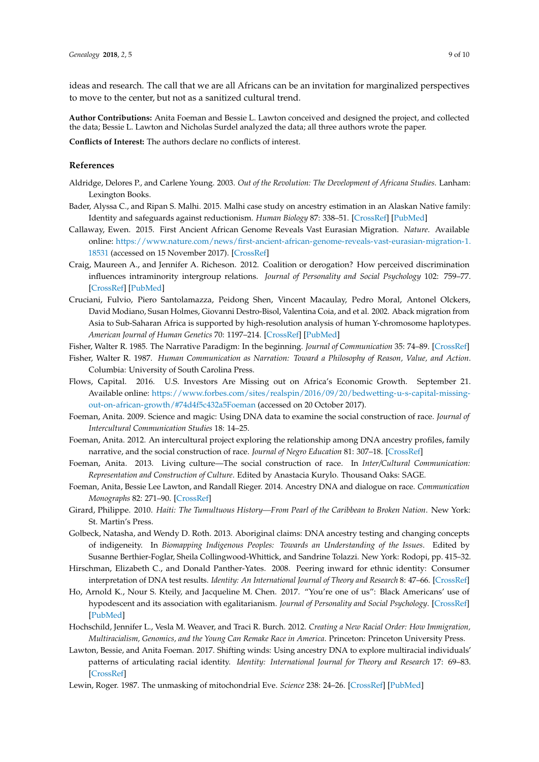ideas and research. The call that we are all Africans can be an invitation for marginalized perspectives to move to the center, but not as a sanitized cultural trend.

**Author Contributions:** Anita Foeman and Bessie L. Lawton conceived and designed the project, and collected the data; Bessie L. Lawton and Nicholas Surdel analyzed the data; all three authors wrote the paper.

**Conflicts of Interest:** The authors declare no conflicts of interest.

## References

Aldridge, Delores P., and Carlene Young. 2003. *Out of the Revolution: The Development of Africana Studies*. Lanham: Lexington Books.

Bader, Alyssa C., and Ripan S. Malhi. 2015. Malhi case study on ancestry estimation in an Alaskan Native family: Identity and safeguards against reductionism. *Human Biology* 87: 338–51. [CrossRef] [PubMed]

Callaway, Ewen. 2015. First Ancient African Genome Reveals Vast Eurasian Migration. *Nature*. Available online: https://www.nature.com/news/first-ancient-african-genome-reveals-vast-eurasian-migration-1.18531 (accessed on 15 November 2017). [CrossRef]

Craig, Maureen A., and Jennifer A. Richeson. 2012. Coalition or derogation? How perceived discrimination influences intraminority intergroup relations. *Journal of Personality and Social Psychology* 102: 759–77. [CrossRef] [PubMed]

Cruciani, Fulvio, Piero Santolamazza, Peidong Shen, Vincent Macaulay, Pedro Moral, Antonel Olckers, David Modiano, Susan Holmes, Giovanni Destro-Bisol, Valentina Coia, and et al. 2002. Aback migration from Asia to Sub-Saharan Africa is supported by high-resolution analysis of human Y-chromosome haplotypes. *American Journal of Human Genetics* 70: 1197–214. [CrossRef] [PubMed]

Fisher, Walter R. 1985. The Narrative Paradigm: In the beginning. *Journal of Communication* 35: 74–89. [CrossRef]

Fisher, Walter R. 1987. *Human Communication as Narration: Toward a Philosophy of Reason, Value, and Action*. Columbia: University of South Carolina Press.

Flows, Capital. 2016. U.S. Investors Are Missing out on Africa's Economic Growth. September 21. Available online: https://www.forbes.com/sites/realspin/2016/09/20/bedwetting-u-s-capital-missing-out-on-african-growth/#74d4f5c432a5Foeman (accessed on 20 October 2017).

Foeman, Anita. 2009. Science and magic: Using DNA data to examine the social construction of race. *Journal of Intercultural Communication Studies* 18: 14–25.

Foeman, Anita. 2012. An intercultural project exploring the relationship among DNA ancestry profiles, family narrative, and the social construction of race. *Journal of Negro Education* 81: 307–18. [CrossRef]

Foeman, Anita. 2013. Living culture—The social construction of race. In *Inter/Cultural Communication: Representation and Construction of Culture*. Edited by Anastacia Kurylo. Thousand Oaks: SAGE.

Foeman, Anita, Bessie Lee Lawton, and Randall Rieger. 2014. Ancestry DNA and dialogue on race. *Communication Monographs* 82: 271–90. [CrossRef]

Girard, Philippe. 2010. *Haiti: The Tumultuous History—From Pearl of the Caribbean to Broken Nation*. New York: St. Martin's Press.

Golbeck, Natasha, and Wendy D. Roth. 2013. Aboriginal claims: DNA ancestry testing and changing concepts of indigeneity. In *Biomapping Indigenous Peoples: Towards an Understanding of the Issues*. Edited by Susanne Berthier-Foglar, Sheila Collingwood-Whittick, and Sandrine Tolazzi. New York: Rodopi, pp. 415–32.

Hirschman, Elizabeth C., and Donald Panther-Yates. 2008. Peering inward for ethnic identity: Consumer interpretation of DNA test results. *Identity: An International Journal of Theory and Research* 8: 47–66. [CrossRef]

Ho, Arnold K., Nour S. Kteily, and Jacqueline M. Chen. 2017. "You're one of us": Black Americans' use of hypodescent and its association with egalitarianism. *Journal of Personality and Social Psychology*. [CrossRef] [PubMed]

Hochschild, Jennifer L., Vesla M. Weaver, and Traci R. Burch. 2012. *Creating a New Racial Order: How Immigration, Multiracialism, Genomics, and the Young Can Remake Race in America*. Princeton: Princeton University Press.

Lawton, Bessie, and Anita Foeman. 2017. Shifting winds: Using ancestry DNA to explore multiracial individuals' patterns of articulating racial identity. *Identity: International Journal for Theory and Research* 17: 69–83. [CrossRef]

Lewin, Roger. 1987. The unmasking of mitochondrial Eve. *Science* 238: 24–26. [CrossRef] [PubMed]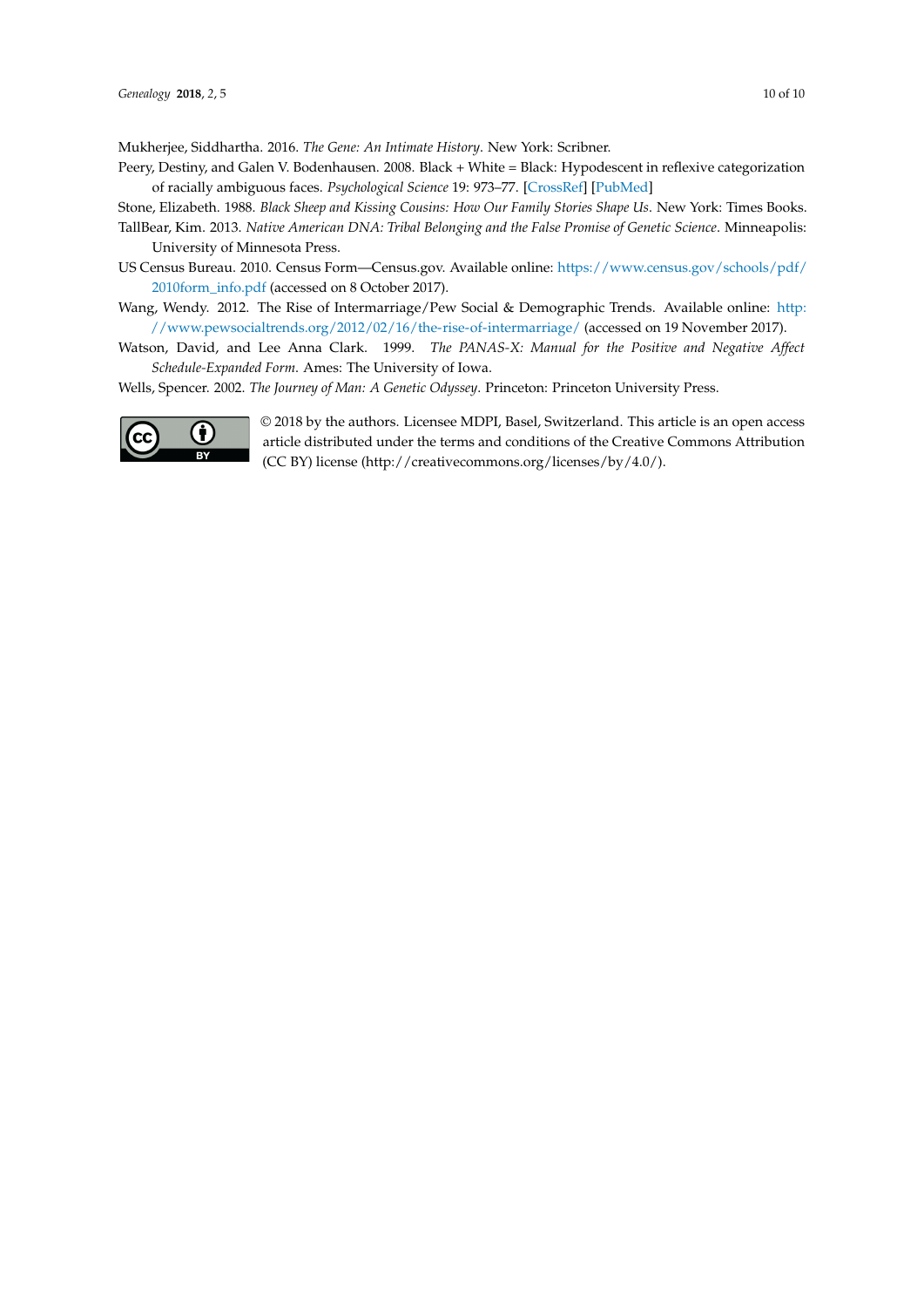Mukherjee, Siddhartha. 2016. *The Gene: An Intimate History*. New York: Scribner.

Peery, Destiny, and Galen V. Bodenhausen. 2008. Black + White = Black: Hypodescent in reflexive categorization of racially ambiguous faces. *Psychological Science* 19: 973–77. [CrossRef] [PubMed]

Stone, Elizabeth. 1988. *Black Sheep and Kissing Cousins: How Our Family Stories Shape Us*. New York: Times Books.

TallBear, Kim. 2013. *Native American DNA: Tribal Belonging and the False Promise of Genetic Science*. Minneapolis: University of Minnesota Press.

US Census Bureau. 2010. Census Form—Census.gov. Available online: https://www.census.gov/schools/pdf/2010form_info.pdf (accessed on 8 October 2017).

Wang, Wendy. 2012. The Rise of Intermarriage/Pew Social & Demographic Trends. Available online: http://www.pewsocialtrends.org/2012/02/16/the-rise-of-intermarriage/ (accessed on 19 November 2017).

Watson, David, and Lee Anna Clark. 1999. *The PANAS-X: Manual for the Positive and Negative Affect Schedule-Expanded Form*. Ames: The University of Iowa.

Wells, Spencer. 2002. *The Journey of Man: A Genetic Odyssey*. Princeton: Princeton University Press.

© 2018 by the authors. Licensee MDPI, Basel, Switzerland. This article is an open access article distributed under the terms and conditions of the Creative Commons Attribution (CC BY) license (http://creativecommons.org/licenses/by/4.0/).